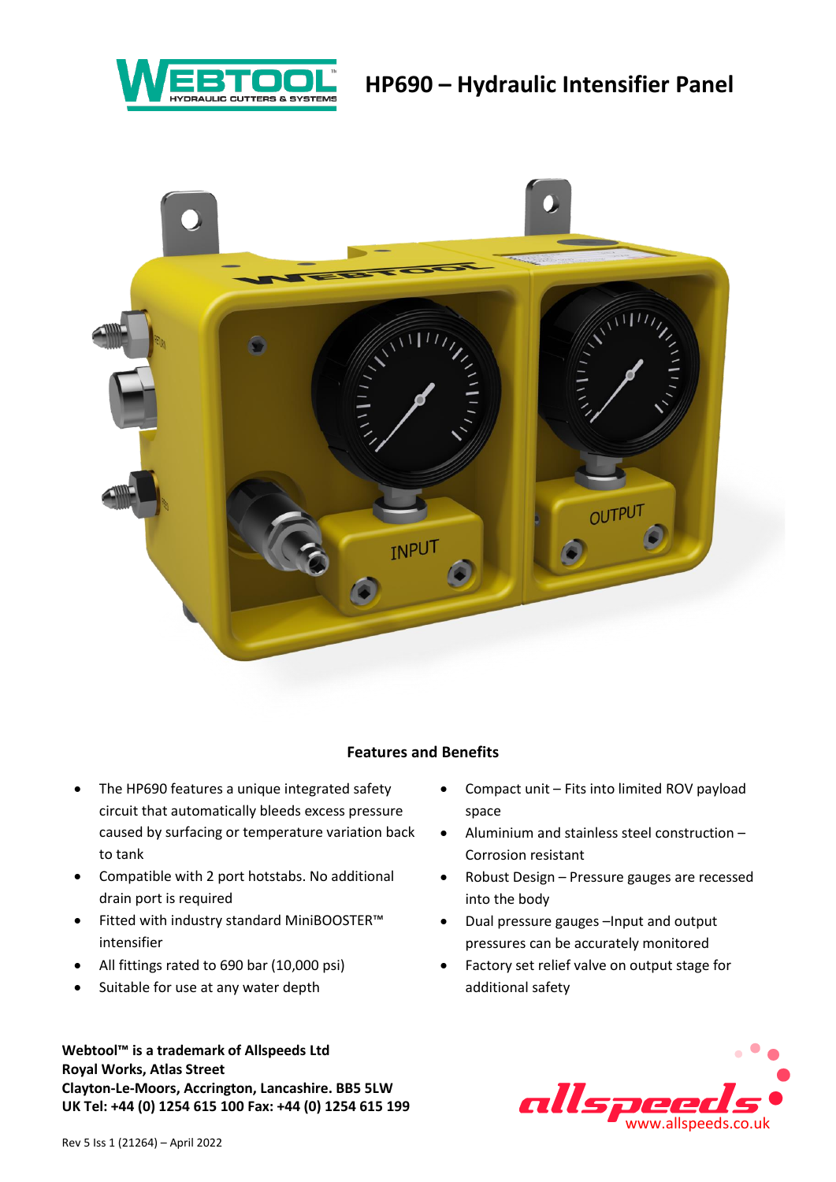# HP690 – Hydraulic Intensifier Panel

## Features and Benefits

- The HP690 features a unique integrated safety circuit that automatically bleeds excess pressure caused by surfacing or temperature variation back to tank
- Compatible with 2 port hotstabs. No additional drain port is required
- Fitted with industry standard MiniBOOSTER™ intensifier
- All fittings rated to 690 bar (10,000 psi)
- Suitable for use at any water depth
- Compact unit – Fits into limited ROV payload space
- Aluminium and stainless steel construction – Corrosion resistant
- Robust Design – Pressure gauges are recessed into the body
- Dual pressure gauges –Input and output pressures can be accurately monitored
- Factory set relief valve on output stage for additional safety

**Webtool™ is a trademark of Allspeeds Ltd**
**Royal Works, Atlas Street**
**Clayton-Le-Moors, Accrington, Lancashire. BB5 5LW**
**UK Tel: +44 (0) 1254 615 100 Fax: +44 (0) 1254 615 199**

www.allspeeds.co.uk

Rev 5 Iss 1 (21264) – April 2022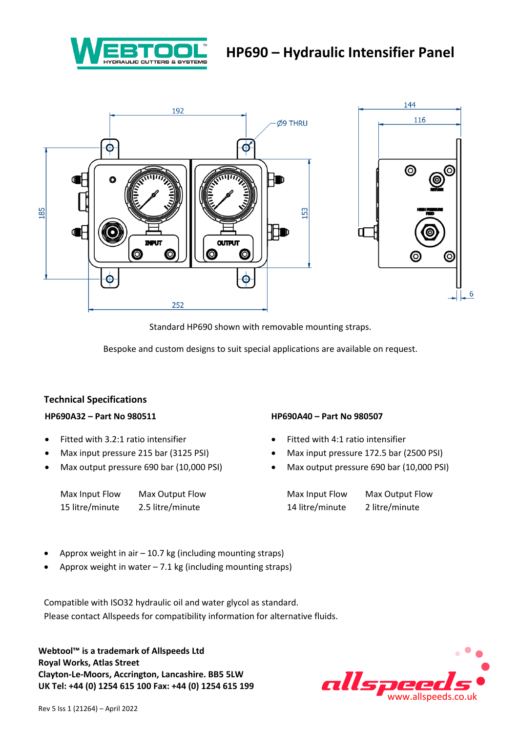# HP690 – Hydraulic Intensifier Panel

192

Ø9 THRU

185

153

252

144

116

6

INPUT

OUTPUT

RETURN

HIGH PRESSURE FEED

Standard HP690 shown with removable mounting straps.

Bespoke and custom designs to suit special applications are available on request.

## Technical Specifications

### HP690A32 – Part No 980511

- Fitted with 3.2:1 ratio intensifier
- Max input pressure 215 bar (3125 PSI)
- Max output pressure 690 bar (10,000 PSI)

| Max Input Flow | Max Output Flow |
|---|---|
| 15 litre/minute | 2.5 litre/minute |

### HP690A40 – Part No 980507

- Fitted with 4:1 ratio intensifier
- Max input pressure 172.5 bar (2500 PSI)
- Max output pressure 690 bar (10,000 PSI)

| Max Input Flow | Max Output Flow |
|---|---|
| 14 litre/minute | 2 litre/minute |

- Approx weight in air – 10.7 kg (including mounting straps)
- Approx weight in water – 7.1 kg (including mounting straps)

Compatible with ISO32 hydraulic oil and water glycol as standard.
Please contact Allspeeds for compatibility information for alternative fluids.

**Webtool™ is a trademark of Allspeeds Ltd**
**Royal Works, Atlas Street**
**Clayton-Le-Moors, Accrington, Lancashire. BB5 5LW**
**UK Tel: +44 (0) 1254 615 100 Fax: +44 (0) 1254 615 199**

www.allspeeds.co.uk

Rev 5 Iss 1 (21264) – April 2022